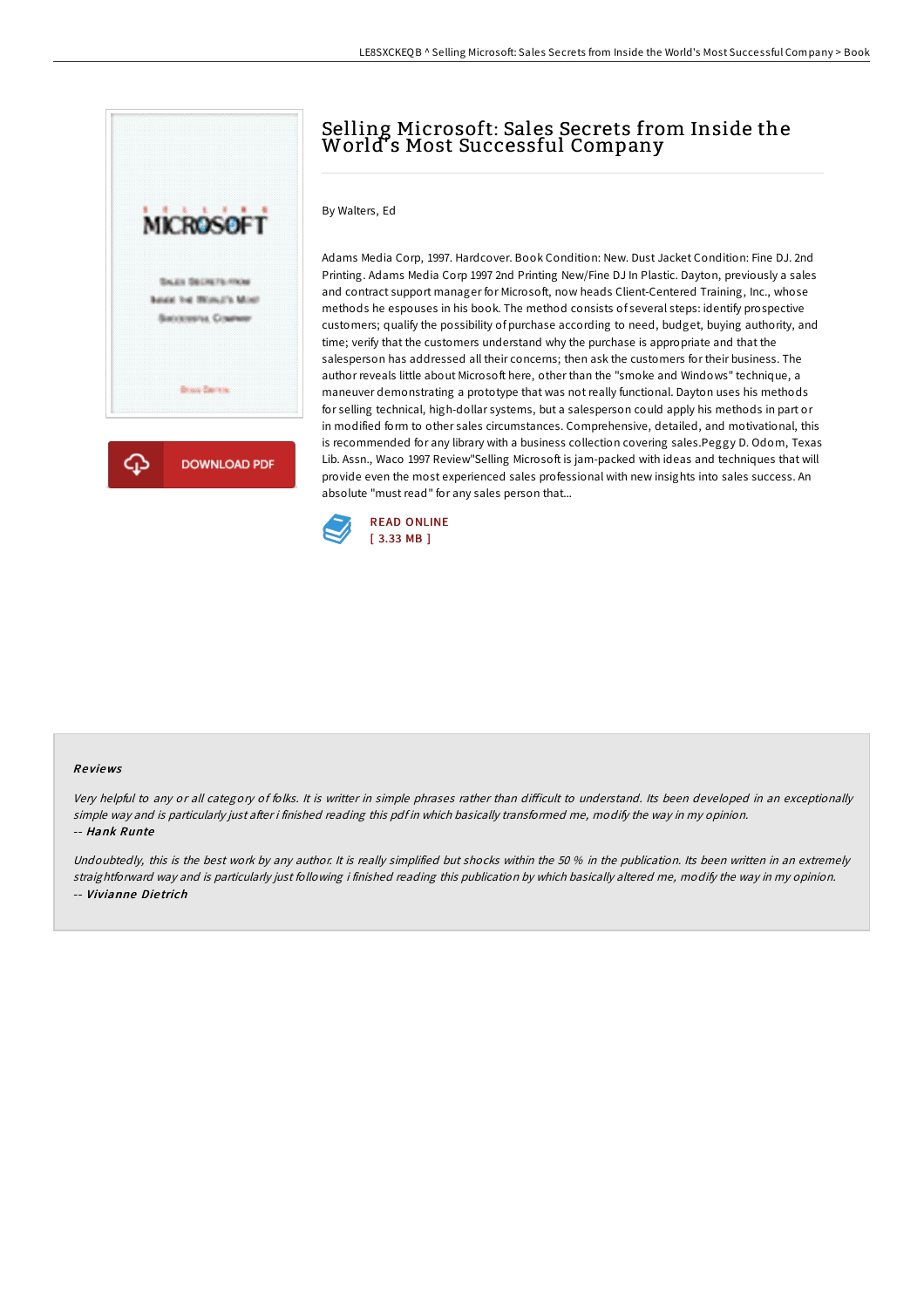# Selling Microsoft: Sales Secrets from Inside the World's Most Successful Company

By Walters, Ed

Adams Media Corp, 1997. Hardcover. Book Condition: New. Dust Jacket Condition: Fine DJ. 2nd Printing. Adams Media Corp 1997 2nd Printing New/Fine DJ In Plastic. Dayton, previously a sales and contract support manager for Microsoft, now heads Client-Centered Training, Inc., whose methods he espouses in his book. The method consists of several steps: identify prospective customers; qualify the possibility of purchase according to need, budget, buying authority, and time; verify that the customers understand why the purchase is appropriate and that the salesperson has addressed all their concerns; then ask the customers for their business. The author reveals little about Microsoft here, other than the "smoke and Windows" technique, a maneuver demonstrating a prototype that was not really functional. Dayton uses his methods for selling technical, high-dollar systems, but a salesperson could apply his methods in part or in modified form to other sales circumstances. Comprehensive, detailed, and motivational, this is recommended for any library with a business collection covering sales.Peggy D. Odom, Texas Lib. Assn., Waco 1997 Review"Selling Microsoft is jam-packed with ideas and techniques that will provide even the most experienced sales professional with new insights into sales success. An absolute "must read" for any sales person that...

READ ONLINE
[ 3.33 MB ]

## Reviews

*Very helpful to any or all category of folks. It is writter in simple phrases rather than difficult to understand. Its been developed in an exceptionally simple way and is particularly just after i finished reading this pdf in which basically transformed me, modify the way in my opinion.*
-- ***Hank Runte***

*Undoubtedly, this is the best work by any author. It is really simplified but shocks within the 50 % in the publication. Its been written in an extremely straightforward way and is particularly just following i finished reading this publication by which basically altered me, modify the way in my opinion.*
-- ***Vivianne Dietrich***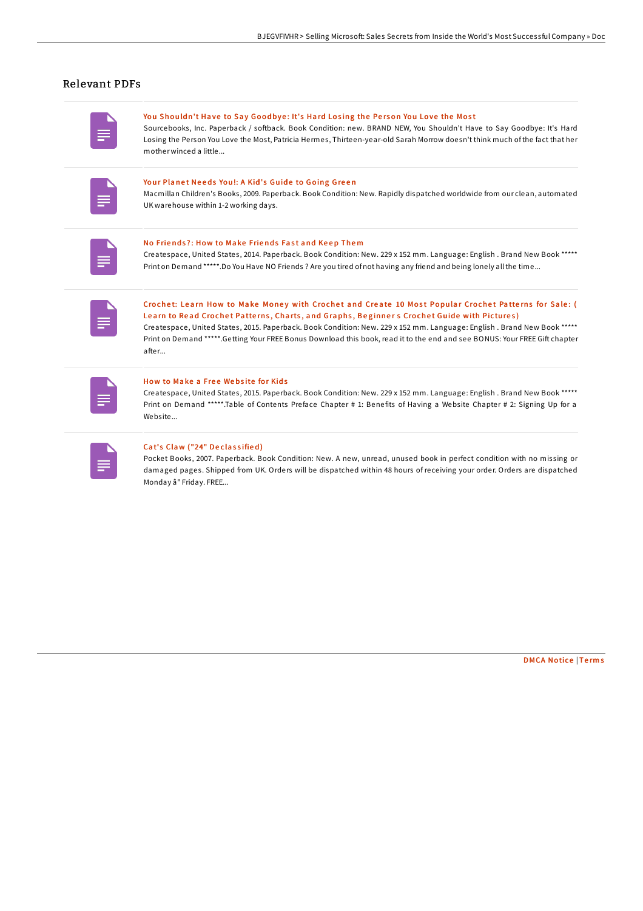## Relevant PDFs

### You Shouldn't Have to Say Goodbye: It's Hard Losing the Person You Love the Most

Sourcebooks, Inc. Paperback / softback. Book Condition: new. BRAND NEW, You Shouldn't Have to Say Goodbye: It's Hard Losing the Person You Love the Most, Patricia Hermes, Thirteen-year-old Sarah Morrow doesn't think much of the fact that her mother winced a little...

### Your Planet Needs You!: A Kid's Guide to Going Green

Macmillan Children's Books, 2009. Paperback. Book Condition: New. Rapidly dispatched worldwide from our clean, automated UK warehouse within 1-2 working days.

### No Friends?: How to Make Friends Fast and Keep Them

Createspace, United States, 2014. Paperback. Book Condition: New. 229 x 152 mm. Language: English . Brand New Book ***** Print on Demand *****.Do You Have NO Friends ? Are you tired of not having any friend and being lonely all the time...

### Crochet: Learn How to Make Money with Crochet and Create 10 Most Popular Crochet Patterns for Sale: ( Learn to Read Crochet Patterns, Charts, and Graphs, Beginner s Crochet Guide with Pictures)

Createspace, United States, 2015. Paperback. Book Condition: New. 229 x 152 mm. Language: English . Brand New Book ***** Print on Demand *****.Getting Your FREE Bonus Download this book, read it to the end and see BONUS: Your FREE Gift chapter after...

### How to Make a Free Website for Kids

Createspace, United States, 2015. Paperback. Book Condition: New. 229 x 152 mm. Language: English . Brand New Book ***** Print on Demand *****.Table of Contents Preface Chapter # 1: Benefits of Having a Website Chapter # 2: Signing Up for a Website...

### Cat's Claw ("24" Declassified)

Pocket Books, 2007. Paperback. Book Condition: New. A new, unread, unused book in perfect condition with no missing or damaged pages. Shipped from UK. Orders will be dispatched within 48 hours of receiving your order. Orders are dispatched Monday â" Friday. FREE...

DMCA Notice | Terms